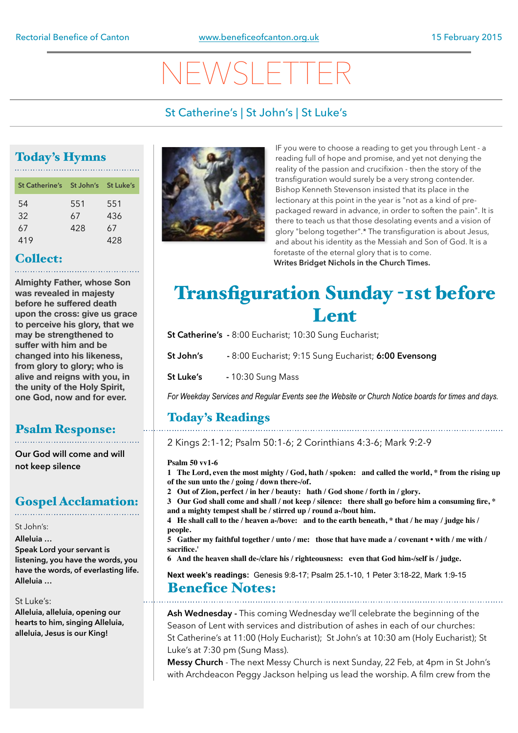Rectorial Benefice of Canton | www.beneficeofcanton.org.uk | 15 February 2015

# NEWSLETTER

St Catherine's | St John's | St Luke's

## Today's Hymns

| St Catherine's | St John's | St Luke's |
|---|---|---|
| 54 | 551 | 551 |
| 32 | 67 | 436 |
| 67 | 428 | 67 |
| 419 | | 428 |

## Collect:

**Almighty Father, whose Son was revealed in majesty before he suffered death upon the cross: give us grace to perceive his glory, that we may be strengthened to suffer with him and be changed into his likeness, from glory to glory; who is alive and reigns with you, in the unity of the Holy Spirit, one God, now and for ever.**

## Psalm Response:

Our God will come and will not keep silence

## Gospel Acclamation:

St John's:

**Alleluia …**
**Speak Lord your servant is listening, you have the words, you have the words, of everlasting life. Alleluia …**

St Luke's:

**Alleluia, alleluia, opening our hearts to him, singing Alleluia, alleluia, Jesus is our King!**

IF you were to choose a reading to get you through Lent - a reading full of hope and promise, and yet not denying the reality of the passion and crucifixion - then the story of the transfiguration would surely be a very strong contender. Bishop Kenneth Stevenson insisted that its place in the lectionary at this point in the year is "not as a kind of pre-packaged reward in advance, in order to soften the pain". It is there to teach us that those desolating events and a vision of glory "belong together".* The transfiguration is about Jesus, and about his identity as the Messiah and Son of God. It is a foretaste of the eternal glory that is to come.
**Writes Bridget Nichols in the Church Times.**

# Transfiguration Sunday -1st before Lent

**St Catherine's** - 8:00 Eucharist; 10:30 Sung Eucharist;

**St John's** - 8:00 Eucharist; 9:15 Sung Eucharist; **6:00 Evensong**

**St Luke's** - 10:30 Sung Mass

*For Weekday Services and Regular Events see the Website or Church Notice boards for times and days.*

## Today's Readings

2 Kings 2:1-12; Psalm 50:1-6; 2 Corinthians 4:3-6; Mark 9:2-9

**Psalm 50 vv1-6**

**1 The Lord, even the most mighty / God, hath / spoken: and called the world, * from the rising up of the sun unto the / going / down there-/of.**
**2 Out of Zion, perfect / in her / beauty: hath / God shone / forth in / glory.**
**3 Our God shall come and shall / not keep / silence: there shall go before him a consuming fire, * and a mighty tempest shall be / stirred up / round a-/bout him.**
**4 He shall call to the / heaven a-/bove: and to the earth beneath, * that / he may / judge his / people.**
**5 Gather my faithful together / unto / me: those that have made a / covenant • with / me with / sacrifice.'**
**6 And the heaven shall de-/clare his / righteousness: even that God him-/self is / judge.**

**Next week's readings:** Genesis 9:8-17; Psalm 25.1-10, 1 Peter 3:18-22, Mark 1:9-15

## Benefice Notes:

**Ash Wednesday -** This coming Wednesday we'll celebrate the beginning of the Season of Lent with services and distribution of ashes in each of our churches: St Catherine's at 11:00 (Holy Eucharist); St John's at 10:30 am (Holy Eucharist); St Luke's at 7:30 pm (Sung Mass).

**Messy Church** - The next Messy Church is next Sunday, 22 Feb, at 4pm in St John's with Archdeacon Peggy Jackson helping us lead the worship. A film crew from the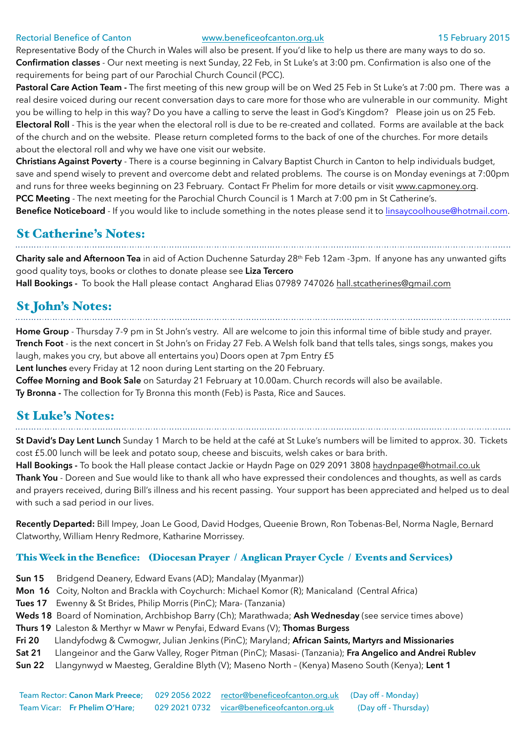Representative Body of the Church in Wales will also be present. If you'd like to help us there are many ways to do so.

**Confirmation classes** - Our next meeting is next Sunday, 22 Feb, in St Luke's at 3:00 pm. Confirmation is also one of the requirements for being part of our Parochial Church Council (PCC).

**Pastoral Care Action Team -** The first meeting of this new group will be on Wed 25 Feb in St Luke's at 7:00 pm. There was a real desire voiced during our recent conversation days to care more for those who are vulnerable in our community. Might you be willing to help in this way? Do you have a calling to serve the least in God's Kingdom? Please join us on 25 Feb.

**Electoral Roll** - This is the year when the electoral roll is due to be re-created and collated. Forms are available at the back of the church and on the website. Please return completed forms to the back of one of the churches. For more details about the electoral roll and why we have one visit our website.

**Christians Against Poverty** - There is a course beginning in Calvary Baptist Church in Canton to help individuals budget, save and spend wisely to prevent and overcome debt and related problems. The course is on Monday evenings at 7:00pm and runs for three weeks beginning on 23 February. Contact Fr Phelim for more details or visit www.capmoney.org.

**PCC Meeting** - The next meeting for the Parochial Church Council is 1 March at 7:00 pm in St Catherine's.

**Benefice Noticeboard** - If you would like to include something in the notes please send it to linsaycoolhouse@hotmail.com.

## St Catherine's Notes:

**Charity sale and Afternoon Tea** in aid of Action Duchenne Saturday 28th Feb 12am -3pm. If anyone has any unwanted gifts good quality toys, books or clothes to donate please see **Liza Tercero**

**Hall Bookings -** To book the Hall please contact Angharad Elias 07989 747026 hall.stcatherines@gmail.com

## St John's Notes:

**Home Group** - Thursday 7-9 pm in St John's vestry. All are welcome to join this informal time of bible study and prayer.

**Trench Foot** - is the next concert in St John's on Friday 27 Feb. A Welsh folk band that tells tales, sings songs, makes you laugh, makes you cry, but above all entertains you) Doors open at 7pm Entry £5

**Lent lunches** every Friday at 12 noon during Lent starting on the 20 February.

**Coffee Morning and Book Sale** on Saturday 21 February at 10.00am. Church records will also be available.

**Ty Bronna -** The collection for Ty Bronna this month (Feb) is Pasta, Rice and Sauces.

## St Luke's Notes:

**St David's Day Lent Lunch** Sunday 1 March to be held at the café at St Luke's numbers will be limited to approx. 30. Tickets cost £5.00 lunch will be leek and potato soup, cheese and biscuits, welsh cakes or bara brith.

**Hall Bookings -** To book the Hall please contact Jackie or Haydn Page on 029 2091 3808 haydnpage@hotmail.co.uk

**Thank You** - Doreen and Sue would like to thank all who have expressed their condolences and thoughts, as well as cards and prayers received, during Bill's illness and his recent passing. Your support has been appreciated and helped us to deal with such a sad period in our lives.

**Recently Departed:** Bill Impey, Joan Le Good, David Hodges, Queenie Brown, Ron Tobenas-Bel, Norma Nagle, Bernard Clatworthy, William Henry Redmore, Katharine Morrissey.

### This Week in the Benefice: (Diocesan Prayer / Anglican Prayer Cycle / Events and Services)

**Sun 15** Bridgend Deanery, Edward Evans (AD); Mandalay (Myanmar))

**Mon 16** Coity, Nolton and Brackla with Coychurch: Michael Komor (R); Manicaland (Central Africa)

**Tues 17** Ewenny & St Brides, Philip Morris (PinC); Mara- (Tanzania)

**Weds 18** Board of Nomination, Archbishop Barry (Ch); Marathwada; **Ash Wednesday** (see service times above)

**Thurs 19** Laleston & Merthyr w Mawr w Penyfai, Edward Evans (V); **Thomas Burgess**

**Fri 20** Llandyfodwg & Cwmogwr, Julian Jenkins (PinC); Maryland; **African Saints, Martyrs and Missionaries**

**Sat 21** Llangeinor and the Garw Valley, Roger Pitman (PinC); Masasi- (Tanzania); **Fra Angelico and Andrei Rublev**

**Sun 22** Llangynwyd w Maesteg, Geraldine Blyth (V); Maseno North – (Kenya) Maseno South (Kenya); **Lent 1**

Team Rector: **Canon Mark Preece;** 029 2056 2022 rector@beneficeofcanton.org.uk (Day off - Monday)

Team Vicar: **Fr Phelim O'Hare;** 029 2021 0732 vicar@beneficeofcanton.org.uk (Day off - Thursday)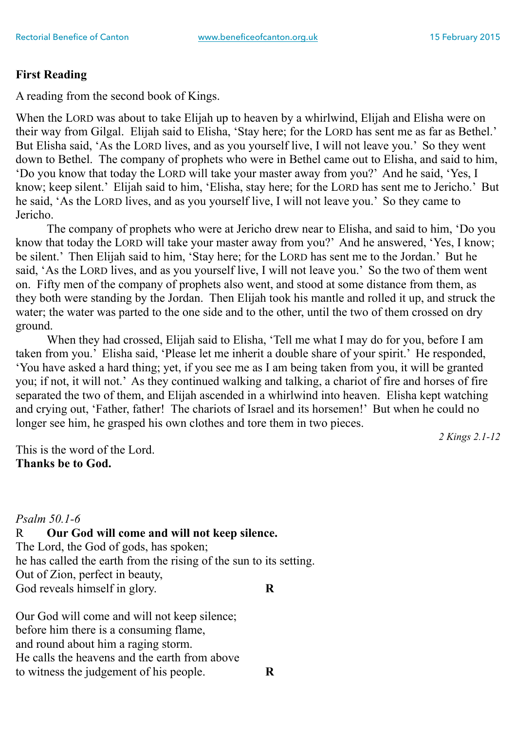**First Reading**

A reading from the second book of Kings.

When the LORD was about to take Elijah up to heaven by a whirlwind, Elijah and Elisha were on their way from Gilgal. Elijah said to Elisha, 'Stay here; for the LORD has sent me as far as Bethel.' But Elisha said, 'As the LORD lives, and as you yourself live, I will not leave you.' So they went down to Bethel. The company of prophets who were in Bethel came out to Elisha, and said to him, 'Do you know that today the LORD will take your master away from you?' And he said, 'Yes, I know; keep silent.' Elijah said to him, 'Elisha, stay here; for the LORD has sent me to Jericho.' But he said, 'As the LORD lives, and as you yourself live, I will not leave you.' So they came to Jericho.

The company of prophets who were at Jericho drew near to Elisha, and said to him, 'Do you know that today the LORD will take your master away from you?' And he answered, 'Yes, I know; be silent.' Then Elijah said to him, 'Stay here; for the LORD has sent me to the Jordan.' But he said, 'As the LORD lives, and as you yourself live, I will not leave you.' So the two of them went on. Fifty men of the company of prophets also went, and stood at some distance from them, as they both were standing by the Jordan. Then Elijah took his mantle and rolled it up, and struck the water; the water was parted to the one side and to the other, until the two of them crossed on dry ground.

When they had crossed, Elijah said to Elisha, 'Tell me what I may do for you, before I am taken from you.' Elisha said, 'Please let me inherit a double share of your spirit.' He responded, 'You have asked a hard thing; yet, if you see me as I am being taken from you, it will be granted you; if not, it will not.' As they continued walking and talking, a chariot of fire and horses of fire separated the two of them, and Elijah ascended in a whirlwind into heaven. Elisha kept watching and crying out, 'Father, father! The chariots of Israel and its horsemen!' But when he could no longer see him, he grasped his own clothes and tore them in two pieces.

*2 Kings 2.1-12*

This is the word of the Lord.
**Thanks be to God.**

*Psalm 50.1-6*

R **Our God will come and will not keep silence.**

The Lord, the God of gods, has spoken;
he has called the earth from the rising of the sun to its setting.
Out of Zion, perfect in beauty,
God reveals himself in glory. **R**

Our God will come and will not keep silence;
before him there is a consuming flame,
and round about him a raging storm.
He calls the heavens and the earth from above
to witness the judgement of his people. **R**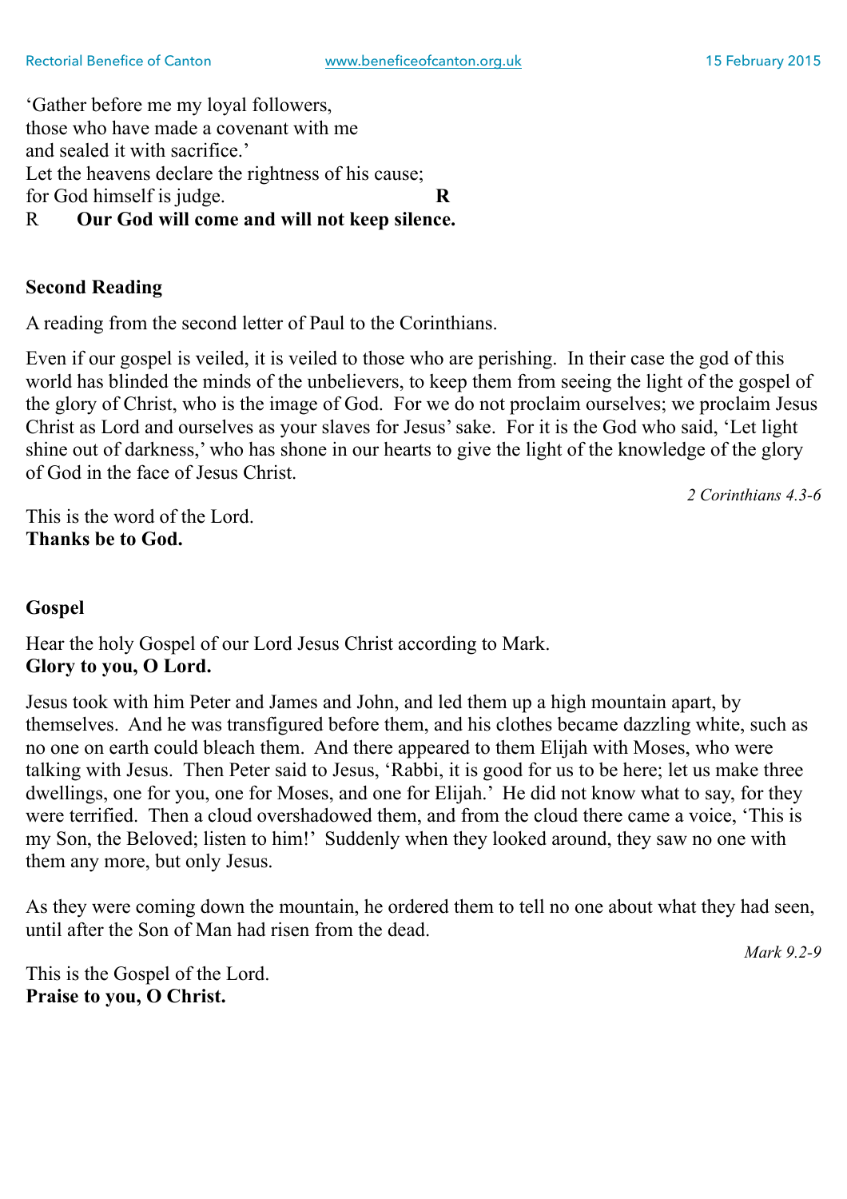‘Gather before me my loyal followers,
those who have made a covenant with me
and sealed it with sacrifice.’
Let the heavens declare the rightness of his cause;
for God himself is judge. **R**
R **Our God will come and will not keep silence.**

**Second Reading**

A reading from the second letter of Paul to the Corinthians.

Even if our gospel is veiled, it is veiled to those who are perishing. In their case the god of this world has blinded the minds of the unbelievers, to keep them from seeing the light of the gospel of the glory of Christ, who is the image of God. For we do not proclaim ourselves; we proclaim Jesus Christ as Lord and ourselves as your slaves for Jesus’ sake. For it is the God who said, ‘Let light shine out of darkness,’ who has shone in our hearts to give the light of the knowledge of the glory of God in the face of Jesus Christ.

*2 Corinthians 4.3-6*

This is the word of the Lord.
**Thanks be to God.**

**Gospel**

Hear the holy Gospel of our Lord Jesus Christ according to Mark.
**Glory to you, O Lord.**

Jesus took with him Peter and James and John, and led them up a high mountain apart, by themselves. And he was transfigured before them, and his clothes became dazzling white, such as no one on earth could bleach them. And there appeared to them Elijah with Moses, who were talking with Jesus. Then Peter said to Jesus, ‘Rabbi, it is good for us to be here; let us make three dwellings, one for you, one for Moses, and one for Elijah.’ He did not know what to say, for they were terrified. Then a cloud overshadowed them, and from the cloud there came a voice, ‘This is my Son, the Beloved; listen to him!’ Suddenly when they looked around, they saw no one with them any more, but only Jesus.

As they were coming down the mountain, he ordered them to tell no one about what they had seen, until after the Son of Man had risen from the dead.

*Mark 9.2-9*

This is the Gospel of the Lord.
**Praise to you, O Christ.**